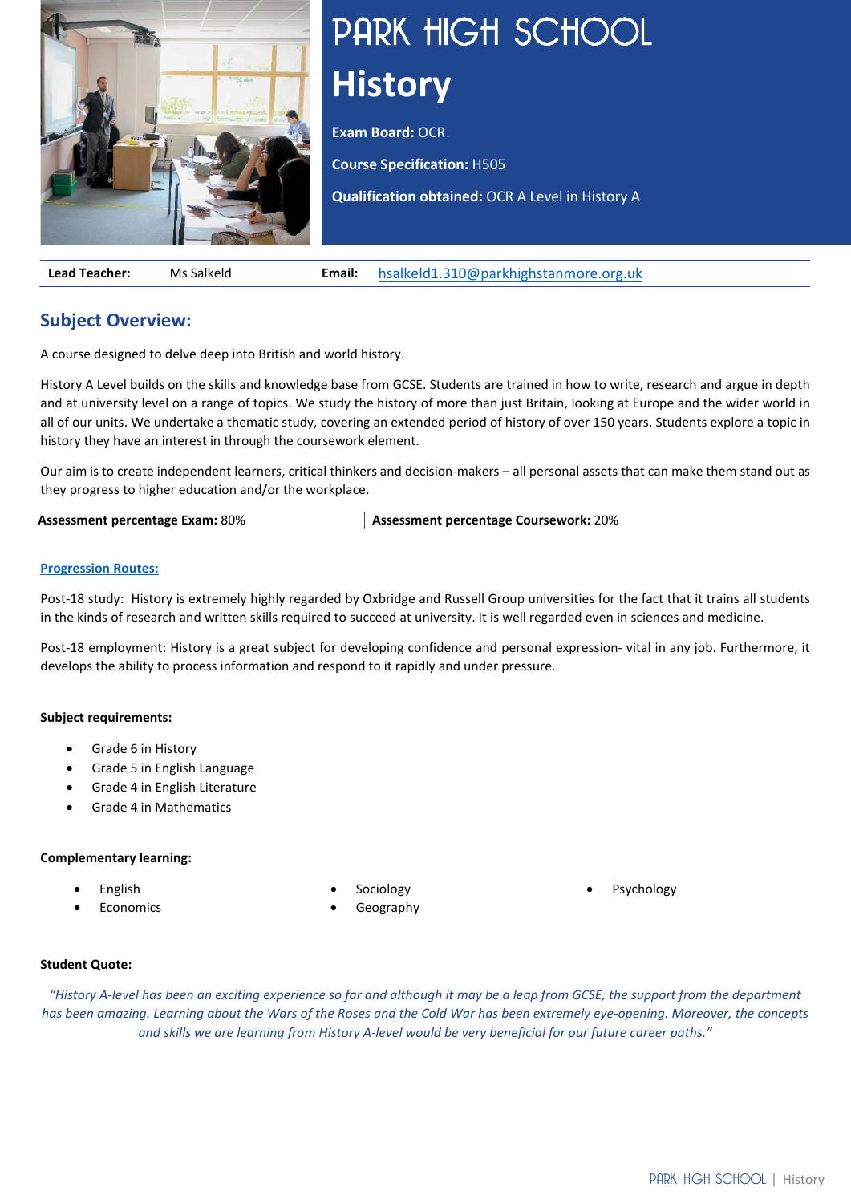# PARK HIGH SCHOOL

# History

**Exam Board:** OCR

**Course Specification:** H505

**Qualification obtained:** OCR A Level in History A

| **Lead Teacher:** | Ms Salkeld | **Email:** | hsalkeld1.310@parkhighstanmore.org.uk |
|---|---|---|---|

## Subject Overview:

A course designed to delve deep into British and world history.

History A Level builds on the skills and knowledge base from GCSE. Students are trained in how to write, research and argue in depth and at university level on a range of topics. We study the history of more than just Britain, looking at Europe and the wider world in all of our units. We undertake a thematic study, covering an extended period of history of over 150 years. Students explore a topic in history they have an interest in through the coursework element.

Our aim is to create independent learners, critical thinkers and decision-makers – all personal assets that can make them stand out as they progress to higher education and/or the workplace.

**Assessment percentage Exam:** 80% | **Assessment percentage Coursework:** 20%

### Progression Routes:

Post-18 study: History is extremely highly regarded by Oxbridge and Russell Group universities for the fact that it trains all students in the kinds of research and written skills required to succeed at university. It is well regarded even in sciences and medicine.

Post-18 employment: History is a great subject for developing confidence and personal expression- vital in any job. Furthermore, it develops the ability to process information and respond to it rapidly and under pressure.

**Subject requirements:**

- Grade 6 in History
- Grade 5 in English Language
- Grade 4 in English Literature
- Grade 4 in Mathematics

**Complementary learning:**

- English
- Economics
- Sociology
- Geography
- Psychology

**Student Quote:**

*"History A-level has been an exciting experience so far and although it may be a leap from GCSE, the support from the department has been amazing. Learning about the Wars of the Roses and the Cold War has been extremely eye-opening. Moreover, the concepts and skills we are learning from History A-level would be very beneficial for our future career paths."*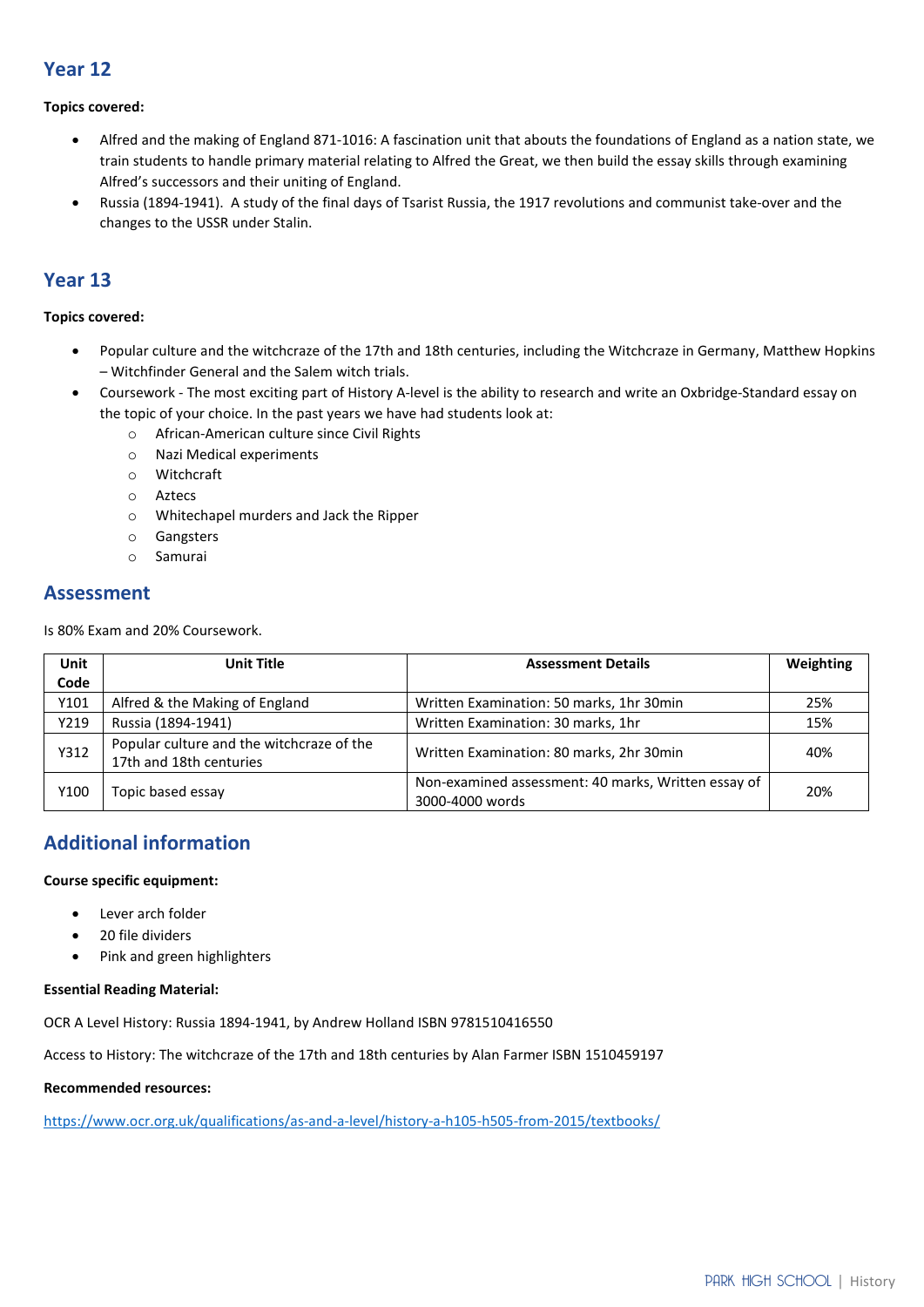## Year 12

**Topics covered:**

- Alfred and the making of England 871-1016: A fascination unit that abouts the foundations of England as a nation state, we train students to handle primary material relating to Alfred the Great, we then build the essay skills through examining Alfred's successors and their uniting of England.
- Russia (1894-1941). A study of the final days of Tsarist Russia, the 1917 revolutions and communist take-over and the changes to the USSR under Stalin.

## Year 13

**Topics covered:**

- Popular culture and the witchcraze of the 17th and 18th centuries, including the Witchcraze in Germany, Matthew Hopkins – Witchfinder General and the Salem witch trials.
- Coursework - The most exciting part of History A-level is the ability to research and write an Oxbridge-Standard essay on the topic of your choice. In the past years we have had students look at:
  - African-American culture since Civil Rights
  - Nazi Medical experiments
  - Witchcraft
  - Aztecs
  - Whitechapel murders and Jack the Ripper
  - Gangsters
  - Samurai

## Assessment

Is 80% Exam and 20% Coursework.

| Unit Code | Unit Title | Assessment Details | Weighting |
|---|---|---|---|
| Y101 | Alfred & the Making of England | Written Examination: 50 marks, 1hr 30min | 25% |
| Y219 | Russia (1894-1941) | Written Examination: 30 marks, 1hr | 15% |
| Y312 | Popular culture and the witchcraze of the 17th and 18th centuries | Written Examination: 80 marks, 2hr 30min | 40% |
| Y100 | Topic based essay | Non-examined assessment: 40 marks, Written essay of 3000-4000 words | 20% |

## Additional information

**Course specific equipment:**

- Lever arch folder
- 20 file dividers
- Pink and green highlighters

**Essential Reading Material:**

OCR A Level History: Russia 1894-1941, by Andrew Holland ISBN 9781510416550

Access to History: The witchcraze of the 17th and 18th centuries by Alan Farmer ISBN 1510459197

**Recommended resources:**

https://www.ocr.org.uk/qualifications/as-and-a-level/history-a-h105-h505-from-2015/textbooks/